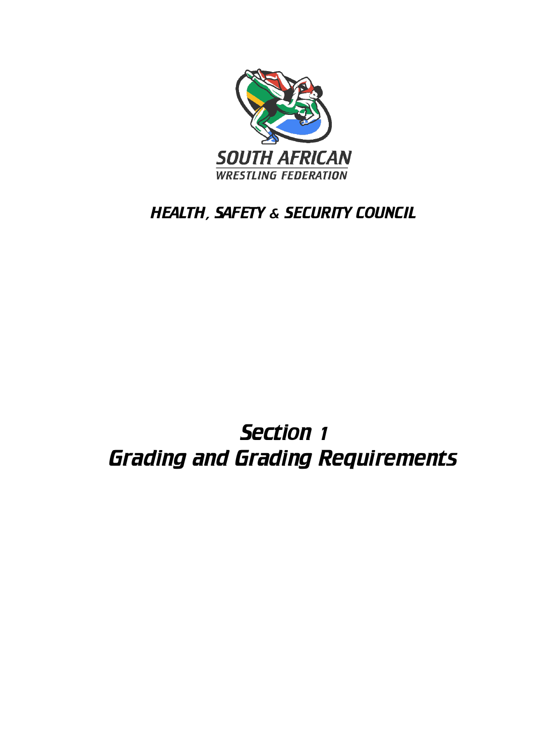SOUTH AFRICAN

WRESTLING FEDERATION

## *HEALTH, SAFETY & SECURITY COUNCIL*

# *Section 1*
# *Grading and Grading Requirements*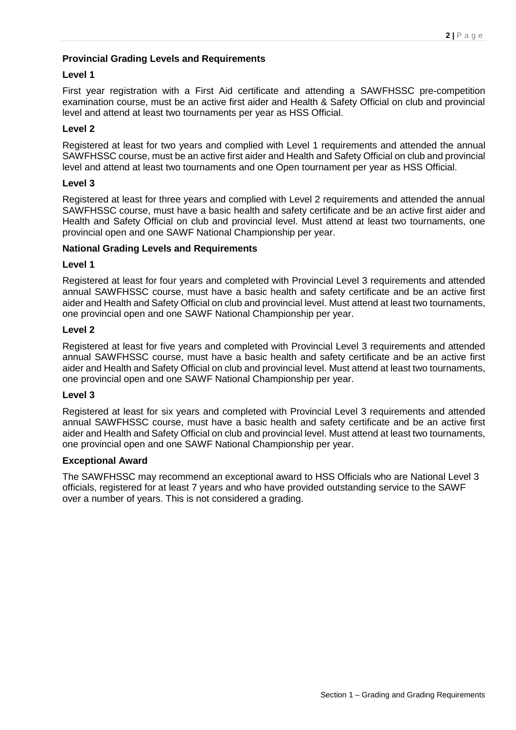## Provincial Grading Levels and Requirements

### Level 1

First year registration with a First Aid certificate and attending a SAWFHSSC pre-competition examination course, must be an active first aider and Health & Safety Official on club and provincial level and attend at least two tournaments per year as HSS Official.

### Level 2

Registered at least for two years and complied with Level 1 requirements and attended the annual SAWFHSSC course, must be an active first aider and Health and Safety Official on club and provincial level and attend at least two tournaments and one Open tournament per year as HSS Official.

### Level 3

Registered at least for three years and complied with Level 2 requirements and attended the annual SAWFHSSC course, must have a basic health and safety certificate and be an active first aider and Health and Safety Official on club and provincial level. Must attend at least two tournaments, one provincial open and one SAWF National Championship per year.

## National Grading Levels and Requirements

### Level 1

Registered at least for four years and completed with Provincial Level 3 requirements and attended annual SAWFHSSC course, must have a basic health and safety certificate and be an active first aider and Health and Safety Official on club and provincial level. Must attend at least two tournaments, one provincial open and one SAWF National Championship per year.

### Level 2

Registered at least for five years and completed with Provincial Level 3 requirements and attended annual SAWFHSSC course, must have a basic health and safety certificate and be an active first aider and Health and Safety Official on club and provincial level. Must attend at least two tournaments, one provincial open and one SAWF National Championship per year.

### Level 3

Registered at least for six years and completed with Provincial Level 3 requirements and attended annual SAWFHSSC course, must have a basic health and safety certificate and be an active first aider and Health and Safety Official on club and provincial level. Must attend at least two tournaments, one provincial open and one SAWF National Championship per year.

## Exceptional Award

The SAWFHSSC may recommend an exceptional award to HSS Officials who are National Level 3 officials, registered for at least 7 years and who have provided outstanding service to the SAWF over a number of years. This is not considered a grading.